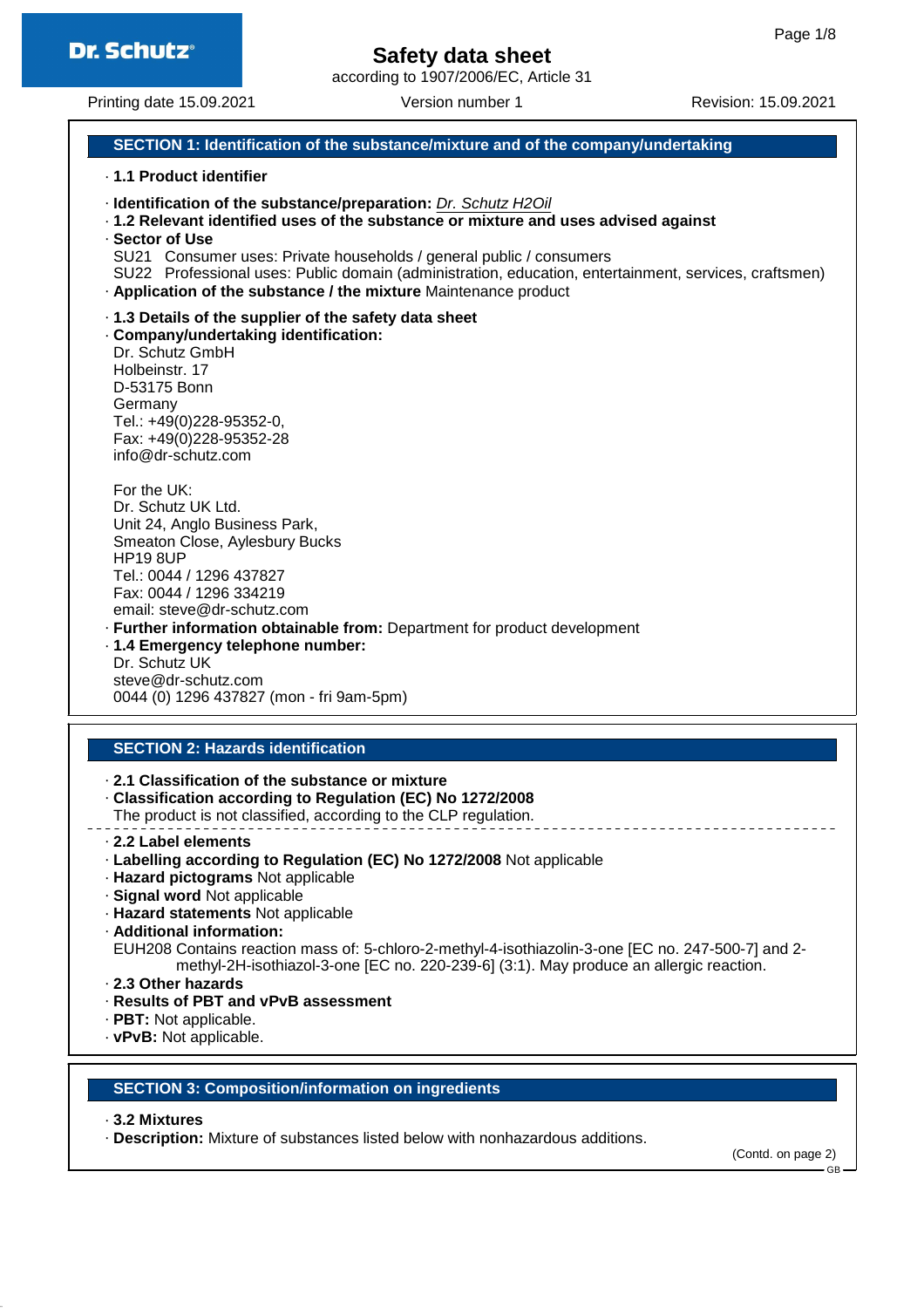# Safety data sheet

according to 1907/2006/EC, Article 31

Printing date 15.09.2021 | Version number 1 | Revision: 15.09.2021

## SECTION 1: Identification of the substance/mixture and of the company/undertaking

· **1.1 Product identifier**

· **Identification of the substance/preparation:** *Dr. Schutz H2Oil*

· **1.2 Relevant identified uses of the substance or mixture and uses advised against**

· **Sector of Use**

SU21 Consumer uses: Private households / general public / consumers

SU22 Professional uses: Public domain (administration, education, entertainment, services, craftsmen)

· **Application of the substance / the mixture** Maintenance product

· **1.3 Details of the supplier of the safety data sheet**

· **Company/undertaking identification:**

Dr. Schutz GmbH
Holbeinstr. 17
D-53175 Bonn
Germany
Tel.: +49(0)228-95352-0,
Fax: +49(0)228-95352-28
info@dr-schutz.com

For the UK:
Dr. Schutz UK Ltd.
Unit 24, Anglo Business Park,
Smeaton Close, Aylesbury Bucks
HP19 8UP
Tel.: 0044 / 1296 437827
Fax: 0044 / 1296 334219
email: steve@dr-schutz.com

· **Further information obtainable from:** Department for product development

· **1.4 Emergency telephone number:**

Dr. Schutz UK
steve@dr-schutz.com
0044 (0) 1296 437827 (mon - fri 9am-5pm)

## SECTION 2: Hazards identification

· **2.1 Classification of the substance or mixture**

· **Classification according to Regulation (EC) No 1272/2008**

The product is not classified, according to the CLP regulation.

· **2.2 Label elements**

· **Labelling according to Regulation (EC) No 1272/2008** Not applicable

· **Hazard pictograms** Not applicable

· **Signal word** Not applicable

· **Hazard statements** Not applicable

· **Additional information:**

EUH208 Contains reaction mass of: 5-chloro-2-methyl-4-isothiazolin-3-one [EC no. 247-500-7] and 2-methyl-2H-isothiazol-3-one [EC no. 220-239-6] (3:1). May produce an allergic reaction.

· **2.3 Other hazards**

· **Results of PBT and vPvB assessment**

· **PBT:** Not applicable.

· **vPvB:** Not applicable.

## SECTION 3: Composition/information on ingredients

· **3.2 Mixtures**

· **Description:** Mixture of substances listed below with nonhazardous additions.

(Contd. on page 2)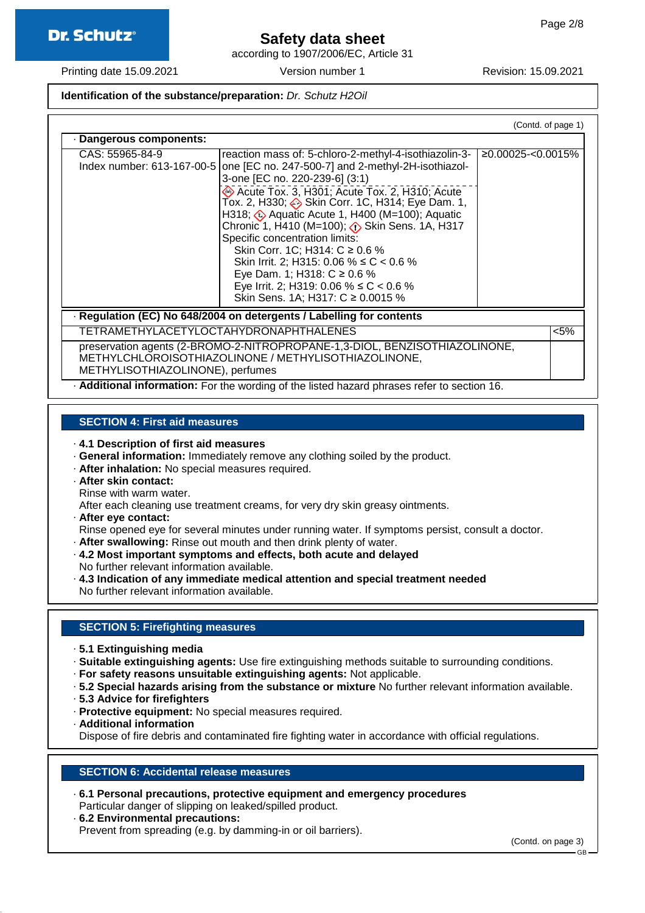**Identification of the substance/preparation:** *Dr. Schutz H2Oil*

(Contd. of page 1)

· **Dangerous components:**

| CAS: 55965-84-9<br>Index number: 613-167-00-5 | reaction mass of: 5-chloro-2-methyl-4-isothiazolin-3-one [EC no. 247-500-7] and 2-methyl-2H-isothiazol-3-one [EC no. 220-239-6] (3:1)<br>Acute Tox. 3, H301; Acute Tox. 2, H310; Acute Tox. 2, H330; Skin Corr. 1C, H314; Eye Dam. 1, H318; Aquatic Acute 1, H400 (M=100); Aquatic Chronic 1, H410 (M=100); Skin Sens. 1A, H317<br>Specific concentration limits:<br>Skin Corr. 1C; H314: C ≥ 0.6 %<br>Skin Irrit. 2; H315: 0.06 % ≤ C < 0.6 %<br>Eye Dam. 1; H318: C ≥ 0.6 %<br>Eye Irrit. 2; H319: 0.06 % ≤ C < 0.6 %<br>Skin Sens. 1A; H317: C ≥ 0.0015 % | ≥0.00025-<0.0015% |
|---|---|---|

· **Regulation (EC) No 648/2004 on detergents / Labelling for contents**

| TETRAMETHYLACETYLOCTAHYDRONAPHTHALENES | <5% |
|---|---|
| preservation agents (2-BROMO-2-NITROPROPANE-1,3-DIOL, BENZISOTHIAZOLINONE, METHYLCHLOROISOTHIAZOLINONE / METHYLISOTHIAZOLINONE, METHYLISOTHIAZOLINONE), perfumes | |

· **Additional information:** For the wording of the listed hazard phrases refer to section 16.

## SECTION 4: First aid measures

· **4.1 Description of first aid measures**
· **General information:** Immediately remove any clothing soiled by the product.
· **After inhalation:** No special measures required.
· **After skin contact:**
Rinse with warm water.
After each cleaning use treatment creams, for very dry skin greasy ointments.
· **After eye contact:**
Rinse opened eye for several minutes under running water. If symptoms persist, consult a doctor.
· **After swallowing:** Rinse out mouth and then drink plenty of water.
· **4.2 Most important symptoms and effects, both acute and delayed**
No further relevant information available.
· **4.3 Indication of any immediate medical attention and special treatment needed**
No further relevant information available.

## SECTION 5: Firefighting measures

· **5.1 Extinguishing media**
· **Suitable extinguishing agents:** Use fire extinguishing methods suitable to surrounding conditions.
· **For safety reasons unsuitable extinguishing agents:** Not applicable.
· **5.2 Special hazards arising from the substance or mixture** No further relevant information available.
· **5.3 Advice for firefighters**
· **Protective equipment:** No special measures required.
· **Additional information**
Dispose of fire debris and contaminated fire fighting water in accordance with official regulations.

## SECTION 6: Accidental release measures

· **6.1 Personal precautions, protective equipment and emergency procedures**
Particular danger of slipping on leaked/spilled product.
· **6.2 Environmental precautions:**
Prevent from spreading (e.g. by damming-in or oil barriers).

(Contd. on page 3)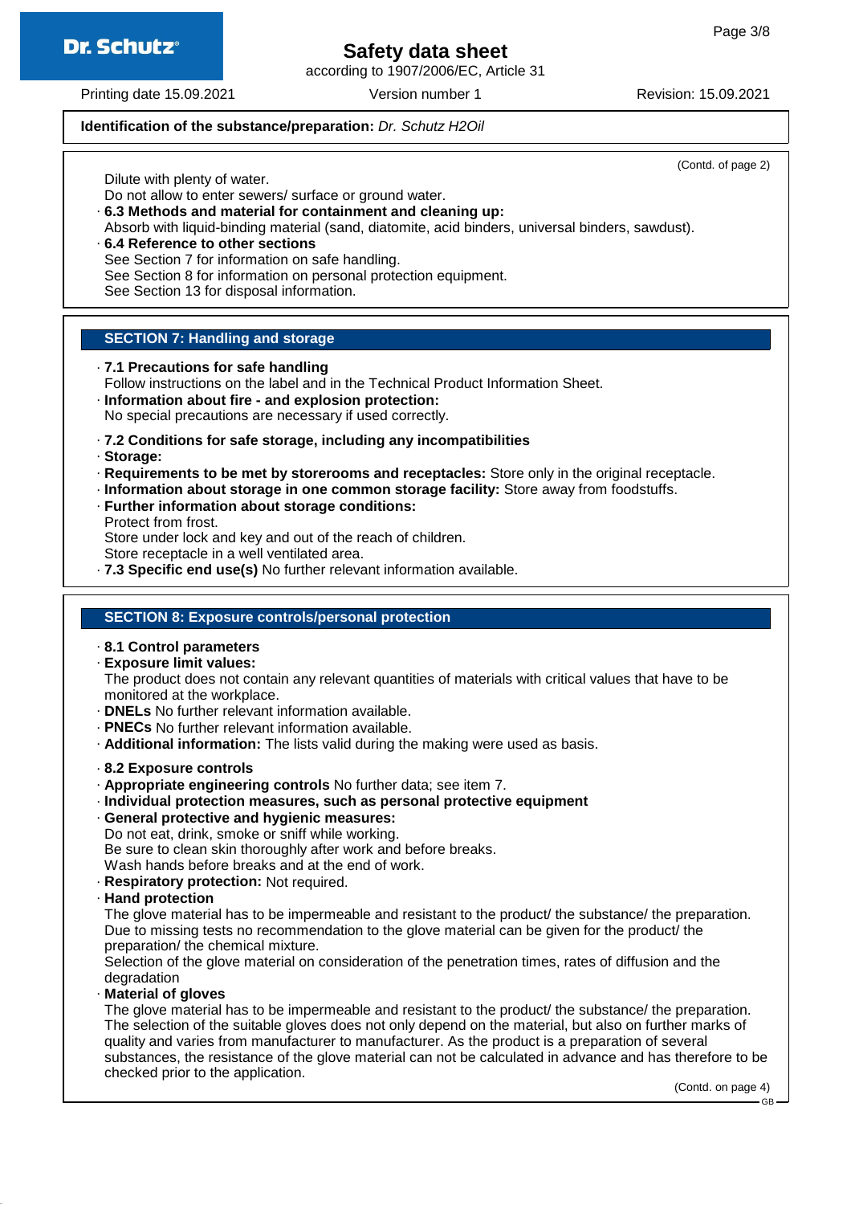**Identification of the substance/preparation:** *Dr. Schutz H2Oil*

(Contd. of page 2)

Dilute with plenty of water.
Do not allow to enter sewers/ surface or ground water.

· **6.3 Methods and material for containment and cleaning up:**
Absorb with liquid-binding material (sand, diatomite, acid binders, universal binders, sawdust).

· **6.4 Reference to other sections**
See Section 7 for information on safe handling.
See Section 8 for information on personal protection equipment.
See Section 13 for disposal information.

## SECTION 7: Handling and storage

· **7.1 Precautions for safe handling**
Follow instructions on the label and in the Technical Product Information Sheet.

· **Information about fire - and explosion protection:**
No special precautions are necessary if used correctly.

· **7.2 Conditions for safe storage, including any incompatibilities**

· **Storage:**

· **Requirements to be met by storerooms and receptacles:** Store only in the original receptacle.

· **Information about storage in one common storage facility:** Store away from foodstuffs.

· **Further information about storage conditions:**
Protect from frost.
Store under lock and key and out of the reach of children.
Store receptacle in a well ventilated area.

· **7.3 Specific end use(s)** No further relevant information available.

## SECTION 8: Exposure controls/personal protection

· **8.1 Control parameters**

· **Exposure limit values:**
The product does not contain any relevant quantities of materials with critical values that have to be monitored at the workplace.

· **DNELs** No further relevant information available.

· **PNECs** No further relevant information available.

· **Additional information:** The lists valid during the making were used as basis.

· **8.2 Exposure controls**

· **Appropriate engineering controls** No further data; see item 7.

· **Individual protection measures, such as personal protective equipment**

· **General protective and hygienic measures:**
Do not eat, drink, smoke or sniff while working.
Be sure to clean skin thoroughly after work and before breaks.
Wash hands before breaks and at the end of work.

· **Respiratory protection:** Not required.

· **Hand protection**
The glove material has to be impermeable and resistant to the product/ the substance/ the preparation.
Due to missing tests no recommendation to the glove material can be given for the product/ the preparation/ the chemical mixture.
Selection of the glove material on consideration of the penetration times, rates of diffusion and the degradation

· **Material of gloves**
The glove material has to be impermeable and resistant to the product/ the substance/ the preparation.
The selection of the suitable gloves does not only depend on the material, but also on further marks of quality and varies from manufacturer to manufacturer. As the product is a preparation of several substances, the resistance of the glove material can not be calculated in advance and has therefore to be checked prior to the application.

(Contd. on page 4)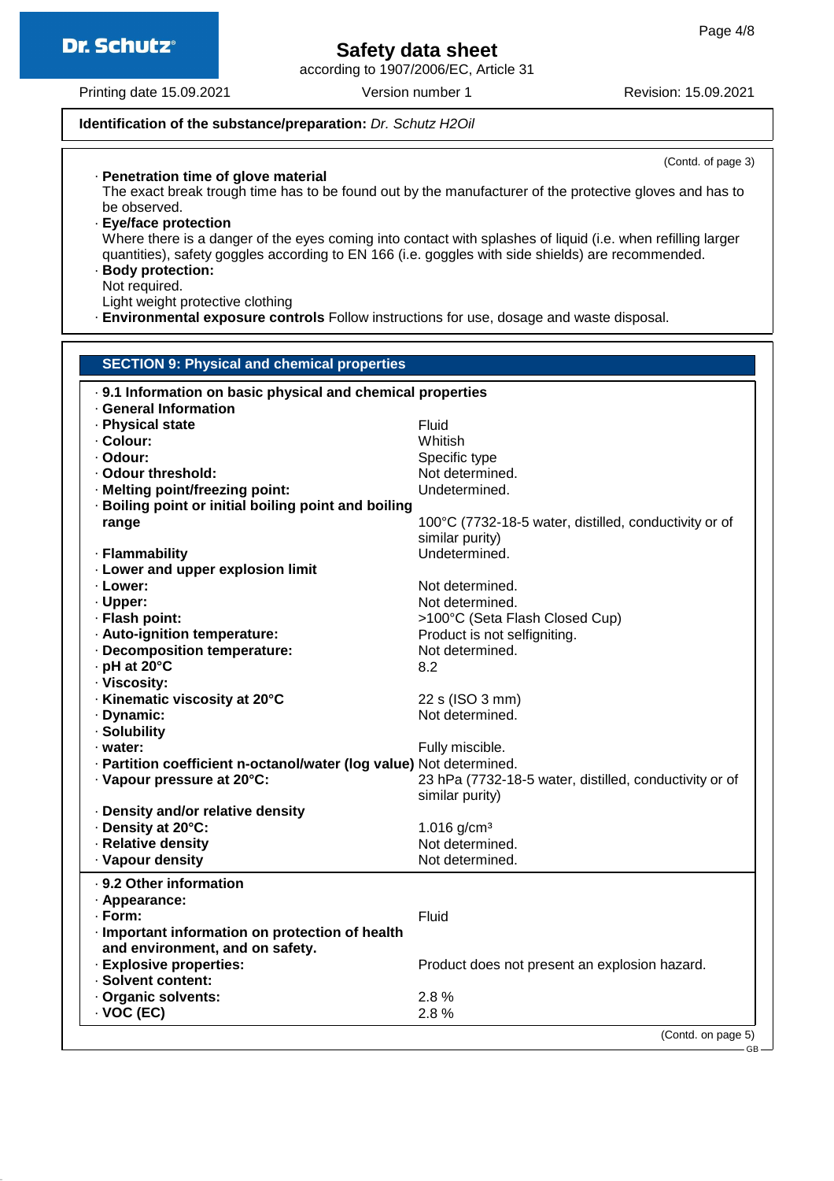**Identification of the substance/preparation:** *Dr. Schutz H2Oil*

(Contd. of page 3)

· **Penetration time of glove material**
The exact break trough time has to be found out by the manufacturer of the protective gloves and has to be observed.

· **Eye/face protection**
Where there is a danger of the eyes coming into contact with splashes of liquid (i.e. when refilling larger quantities), safety goggles according to EN 166 (i.e. goggles with side shields) are recommended.

· **Body protection:**
Not required.
Light weight protective clothing

· **Environmental exposure controls** Follow instructions for use, dosage and waste disposal.

## SECTION 9: Physical and chemical properties

· **9.1 Information on basic physical and chemical properties**

· **General Information**

| | |
|---|---|
| · **Physical state** | Fluid |
| · **Colour:** | Whitish |
| · **Odour:** | Specific type |
| · **Odour threshold:** | Not determined. |
| · **Melting point/freezing point:** | Undetermined. |
| · **Boiling point or initial boiling point and boiling range** | 100°C (7732-18-5 water, distilled, conductivity or of similar purity) |
| · **Flammability** | Undetermined. |
| · **Lower and upper explosion limit** | |
| · **Lower:** | Not determined. |
| · **Upper:** | Not determined. |
| · **Flash point:** | >100°C (Seta Flash Closed Cup) |
| · **Auto-ignition temperature:** | Product is not selfigniting. |
| · **Decomposition temperature:** | Not determined. |
| · **pH at 20°C** | 8.2 |
| · **Viscosity:** | |
| · **Kinematic viscosity at 20°C** | 22 s (ISO 3 mm) |
| · **Dynamic:** | Not determined. |
| · **Solubility** | |
| · **water:** | Fully miscible. |
| · **Partition coefficient n-octanol/water (log value)** | Not determined. |
| · **Vapour pressure at 20°C:** | 23 hPa (7732-18-5 water, distilled, conductivity or of similar purity) |
| · **Density and/or relative density** | |
| · **Density at 20°C:** | 1.016 g/cm³ |
| · **Relative density** | Not determined. |
| · **Vapour density** | Not determined. |

· **9.2 Other information**

| | |
|---|---|
| · **Appearance:** | |
| · **Form:** | Fluid |
| · **Important information on protection of health and environment, and on safety.** | |
| · **Explosive properties:** | Product does not present an explosion hazard. |
| · **Solvent content:** | |
| · **Organic solvents:** | 2.8 % |
| · **VOC (EC)** | 2.8 % |

(Contd. on page 5)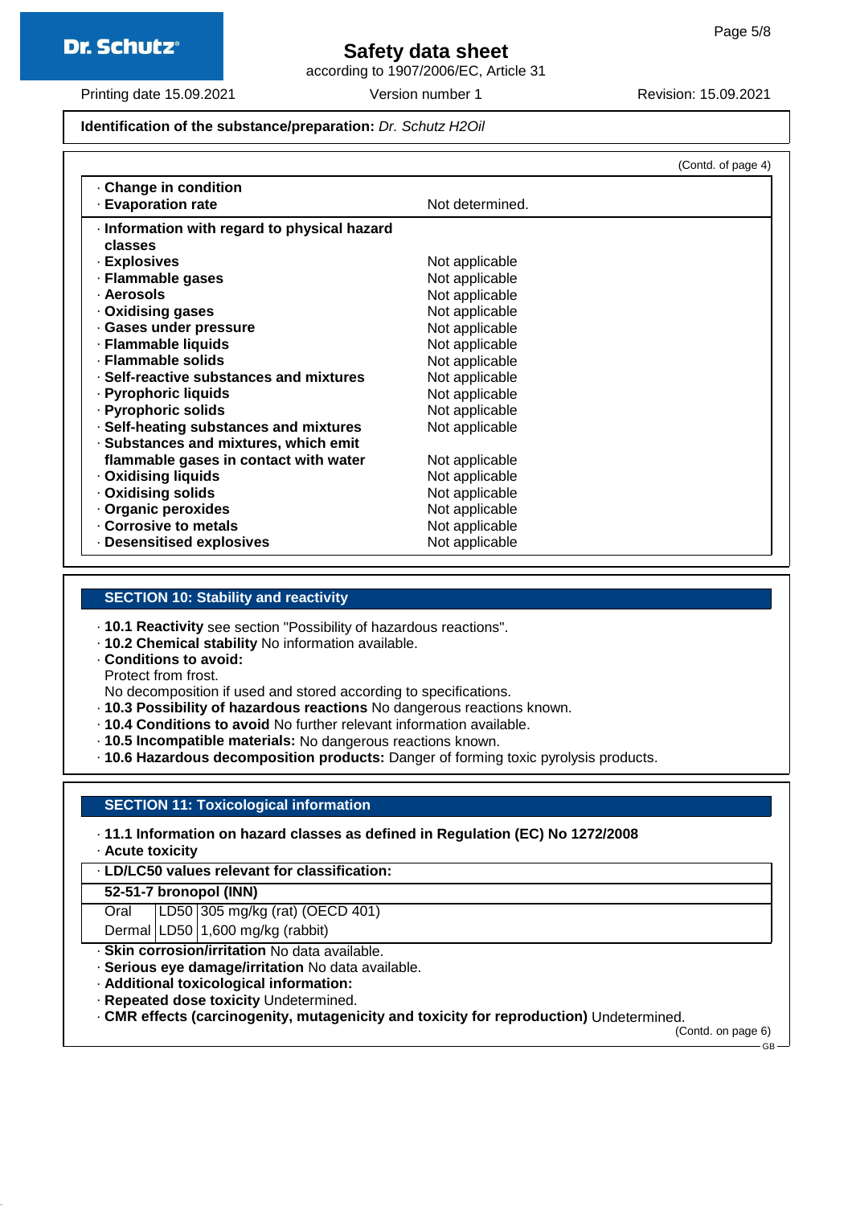**Identification of the substance/preparation:** *Dr. Schutz H2Oil*

(Contd. of page 4)

| | |
|---|---|
| · **Change in condition** | |
| · **Evaporation rate** | Not determined. |
| · **Information with regard to physical hazard classes** | |
| · **Explosives** | Not applicable |
| · **Flammable gases** | Not applicable |
| · **Aerosols** | Not applicable |
| · **Oxidising gases** | Not applicable |
| · **Gases under pressure** | Not applicable |
| · **Flammable liquids** | Not applicable |
| · **Flammable solids** | Not applicable |
| · **Self-reactive substances and mixtures** | Not applicable |
| · **Pyrophoric liquids** | Not applicable |
| · **Pyrophoric solids** | Not applicable |
| · **Self-heating substances and mixtures** | Not applicable |
| · **Substances and mixtures, which emit flammable gases in contact with water** | Not applicable |
| · **Oxidising liquids** | Not applicable |
| · **Oxidising solids** | Not applicable |
| · **Organic peroxides** | Not applicable |
| · **Corrosive to metals** | Not applicable |
| · **Desensitised explosives** | Not applicable |

## SECTION 10: Stability and reactivity

- · **10.1 Reactivity** see section "Possibility of hazardous reactions".
- · **10.2 Chemical stability** No information available.
- · **Conditions to avoid:**
  Protect from frost.
  No decomposition if used and stored according to specifications.
- · **10.3 Possibility of hazardous reactions** No dangerous reactions known.
- · **10.4 Conditions to avoid** No further relevant information available.
- · **10.5 Incompatible materials:** No dangerous reactions known.
- · **10.6 Hazardous decomposition products:** Danger of forming toxic pyrolysis products.

## SECTION 11: Toxicological information

- · **11.1 Information on hazard classes as defined in Regulation (EC) No 1272/2008**
- · **Acute toxicity**

| · **LD/LC50 values relevant for classification:** | | |
|---|---|---|
| **52-51-7 bronopol (INN)** | | |
| Oral | LD50 | 305 mg/kg (rat) (OECD 401) |
| Dermal | LD50 | 1,600 mg/kg (rabbit) |

- · **Skin corrosion/irritation** No data available.
- · **Serious eye damage/irritation** No data available.
- · **Additional toxicological information:**
- · **Repeated dose toxicity** Undetermined.
- · **CMR effects (carcinogenity, mutagenicity and toxicity for reproduction)** Undetermined.

(Contd. on page 6)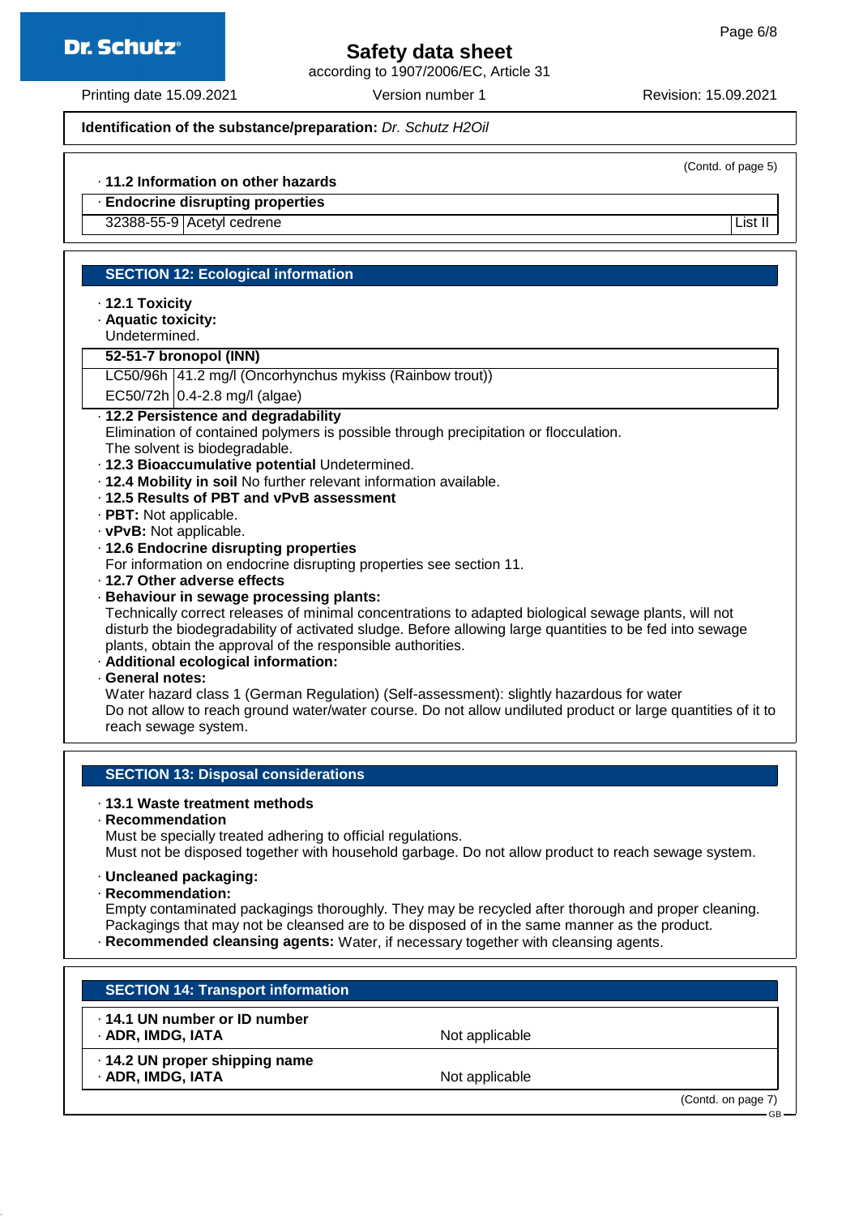(Contd. of page 5)

· **11.2 Information on other hazards**

· **Endocrine disrupting properties**

| | | |
|---|---|---|
| 32388-55-9 | Acetyl cedrene | List II |

## SECTION 12: Ecological information

· **12.1 Toxicity**

· **Aquatic toxicity:**
Undetermined.

| 52-51-7 bronopol (INN) | |
|---|---|
| LC50/96h | 41.2 mg/l (Oncorhynchus mykiss (Rainbow trout)) |
| EC50/72h | 0.4-2.8 mg/l (algae) |

· **12.2 Persistence and degradability**
Elimination of contained polymers is possible through precipitation or flocculation.
The solvent is biodegradable.

· **12.3 Bioaccumulative potential** Undetermined.

· **12.4 Mobility in soil** No further relevant information available.

· **12.5 Results of PBT and vPvB assessment**

· **PBT:** Not applicable.

· **vPvB:** Not applicable.

· **12.6 Endocrine disrupting properties**
For information on endocrine disrupting properties see section 11.

· **12.7 Other adverse effects**

· **Behaviour in sewage processing plants:**
Technically correct releases of minimal concentrations to adapted biological sewage plants, will not disturb the biodegradability of activated sludge. Before allowing large quantities to be fed into sewage plants, obtain the approval of the responsible authorities.

· **Additional ecological information:**

· **General notes:**
Water hazard class 1 (German Regulation) (Self-assessment): slightly hazardous for water
Do not allow to reach ground water/water course. Do not allow undiluted product or large quantities of it to reach sewage system.

## SECTION 13: Disposal considerations

· **13.1 Waste treatment methods**

· **Recommendation**
Must be specially treated adhering to official regulations.
Must not be disposed together with household garbage. Do not allow product to reach sewage system.

· **Uncleaned packaging:**

· **Recommendation:**
Empty contaminated packagings thoroughly. They may be recycled after thorough and proper cleaning.
Packagings that may not be cleansed are to be disposed of in the same manner as the product.

· **Recommended cleansing agents:** Water, if necessary together with cleansing agents.

## SECTION 14: Transport information

| | |
|---|---|
| · **14.1 UN number or ID number** | |
| · **ADR, IMDG, IATA** | Not applicable |
| · **14.2 UN proper shipping name** | |
| · **ADR, IMDG, IATA** | Not applicable |

(Contd. on page 7)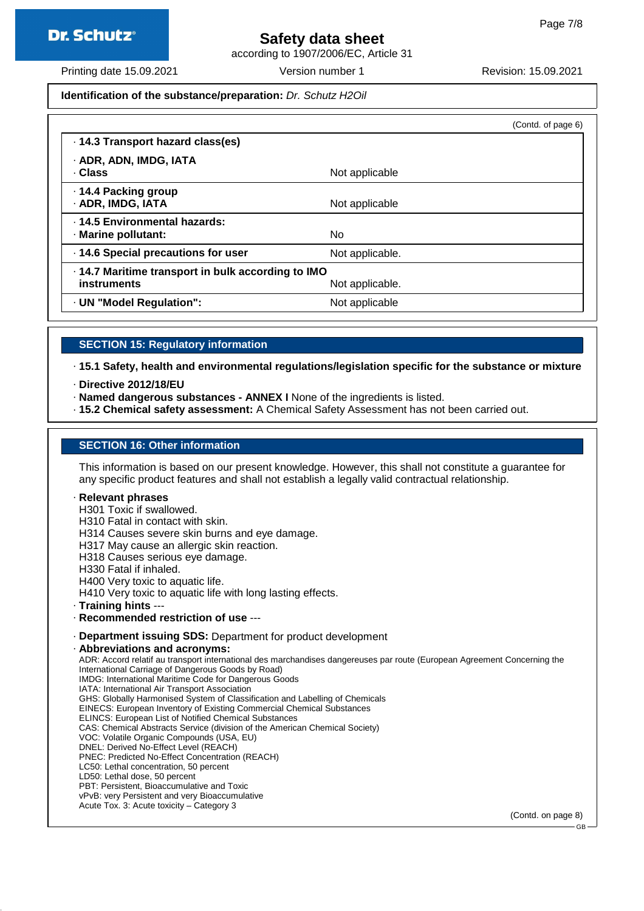Identification of the substance/preparation: *Dr. Schutz H2Oil*

(Contd. of page 6)

| | |
|---|---|
| · **14.3 Transport hazard class(es)** | |
| · **ADR, ADN, IMDG, IATA** · **Class** | Not applicable |
| · **14.4 Packing group** · **ADR, IMDG, IATA** | Not applicable |
| · **14.5 Environmental hazards:** · **Marine pollutant:** | No |
| · **14.6 Special precautions for user** | Not applicable. |
| · **14.7 Maritime transport in bulk according to IMO instruments** | Not applicable. |
| · **UN "Model Regulation":** | Not applicable |

## SECTION 15: Regulatory information

· **15.1 Safety, health and environmental regulations/legislation specific for the substance or mixture**

· **Directive 2012/18/EU**
· **Named dangerous substances - ANNEX I** None of the ingredients is listed.
· **15.2 Chemical safety assessment:** A Chemical Safety Assessment has not been carried out.

## SECTION 16: Other information

This information is based on our present knowledge. However, this shall not constitute a guarantee for any specific product features and shall not establish a legally valid contractual relationship.

· **Relevant phrases**
H301 Toxic if swallowed.
H310 Fatal in contact with skin.
H314 Causes severe skin burns and eye damage.
H317 May cause an allergic skin reaction.
H318 Causes serious eye damage.
H330 Fatal if inhaled.
H400 Very toxic to aquatic life.
H410 Very toxic to aquatic life with long lasting effects.
· **Training hints** ---
· **Recommended restriction of use** ---

· **Department issuing SDS:** Department for product development
· **Abbreviations and acronyms:**
ADR: Accord relatif au transport international des marchandises dangereuses par route (European Agreement Concerning the International Carriage of Dangerous Goods by Road)
IMDG: International Maritime Code for Dangerous Goods
IATA: International Air Transport Association
GHS: Globally Harmonised System of Classification and Labelling of Chemicals
EINECS: European Inventory of Existing Commercial Chemical Substances
ELINCS: European List of Notified Chemical Substances
CAS: Chemical Abstracts Service (division of the American Chemical Society)
VOC: Volatile Organic Compounds (USA, EU)
DNEL: Derived No-Effect Level (REACH)
PNEC: Predicted No-Effect Concentration (REACH)
LC50: Lethal concentration, 50 percent
LD50: Lethal dose, 50 percent
PBT: Persistent, Bioaccumulative and Toxic
vPvB: very Persistent and very Bioaccumulative
Acute Tox. 3: Acute toxicity – Category 3

(Contd. on page 8)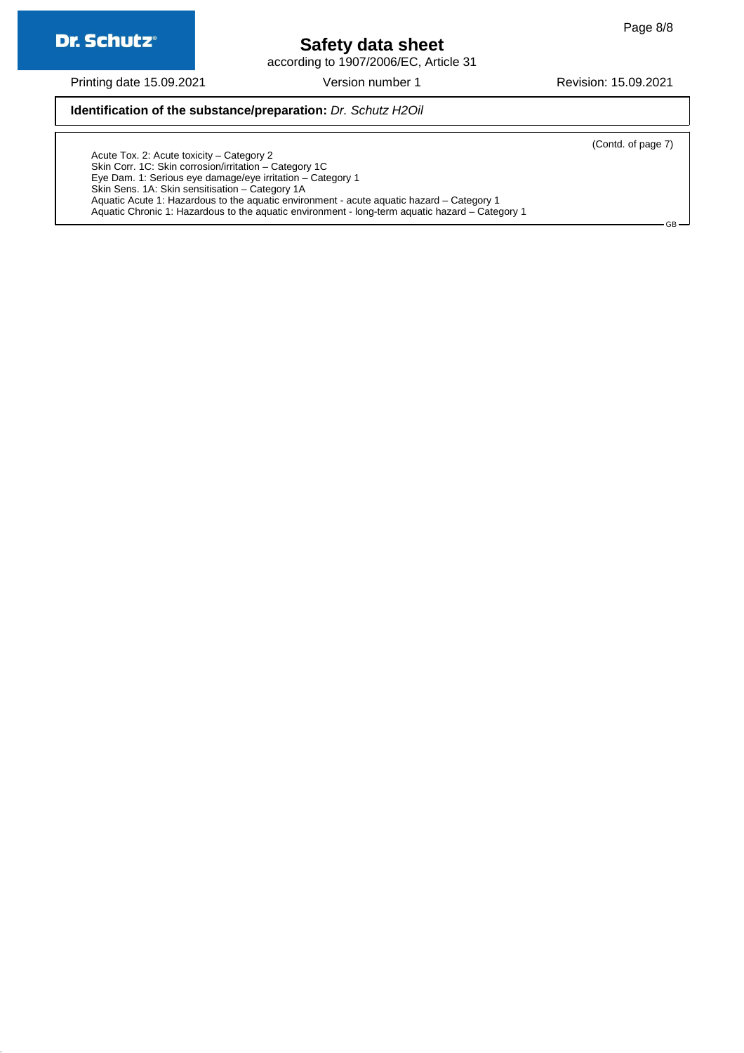**Identification of the substance/preparation:** *Dr. Schutz H2Oil*

(Contd. of page 7)

Acute Tox. 2: Acute toxicity – Category 2
Skin Corr. 1C: Skin corrosion/irritation – Category 1C
Eye Dam. 1: Serious eye damage/eye irritation – Category 1
Skin Sens. 1A: Skin sensitisation – Category 1A
Aquatic Acute 1: Hazardous to the aquatic environment - acute aquatic hazard – Category 1
Aquatic Chronic 1: Hazardous to the aquatic environment - long-term aquatic hazard – Category 1